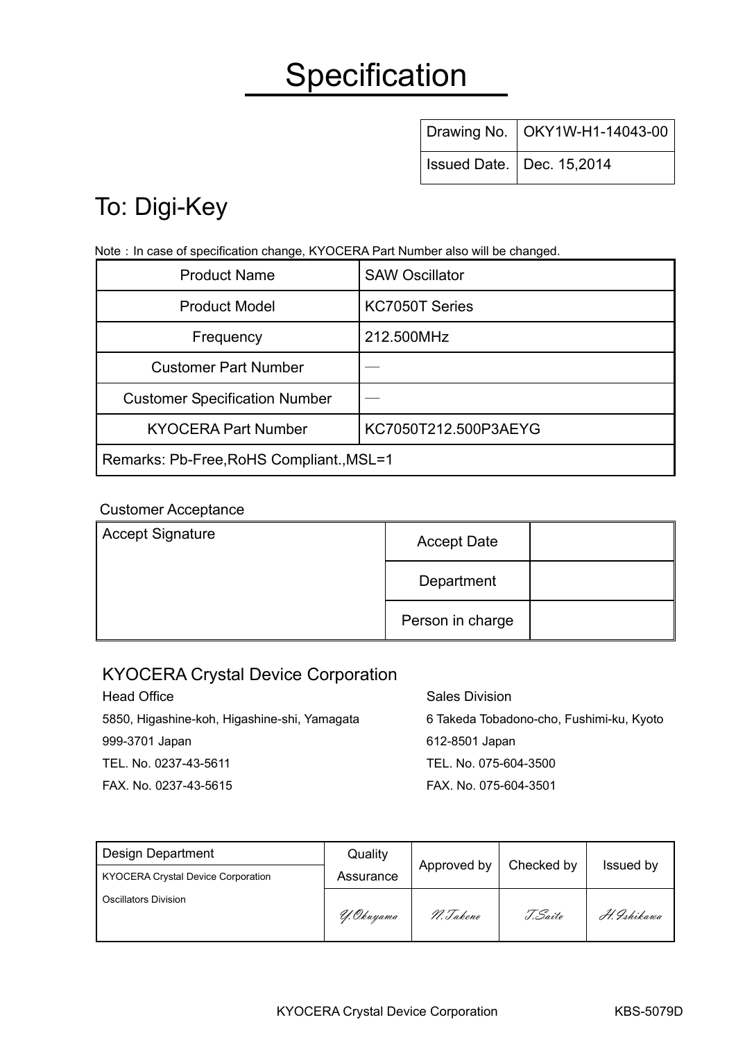# Specification

| Drawing No. | OKY1W-H1-14043-00 |
|---|---|
| Issued Date. | Dec. 15,2014 |

## To: Digi-Key

Note：In case of specification change, KYOCERA Part Number also will be changed.

| Product Name | SAW Oscillator |
|---|---|
| Product Model | KC7050T Series |
| Frequency | 212.500MHz |
| Customer Part Number | — |
| Customer Specification Number | — |
| KYOCERA Part Number | KC7050T212.500P3AEYG |
| Remarks: Pb-Free,RoHS Compliant.,MSL=1 | |

Customer Acceptance

| Accept Signature | Accept Date | |
|---|---|---|
| | Department | |
| | Person in charge | |

### KYOCERA Crystal Device Corporation

Head Office
5850, Higashine-koh, Higashine-shi, Yamagata
999-3701 Japan
TEL. No. 0237-43-5611
FAX. No. 0237-43-5615

Sales Division
6 Takeda Tobadono-cho, Fushimi-ku, Kyoto
612-8501 Japan
TEL. No. 075-604-3500
FAX. No. 075-604-3501

| Design Department<br>KYOCERA Crystal Device Corporation<br>Oscillators Division | Quality Assurance | Approved by | Checked by | Issued by |
|---|---|---|---|---|
| | Y.Okuyama | N.Takeno | T.Saito | H.Ishikawa |

KBS-5079D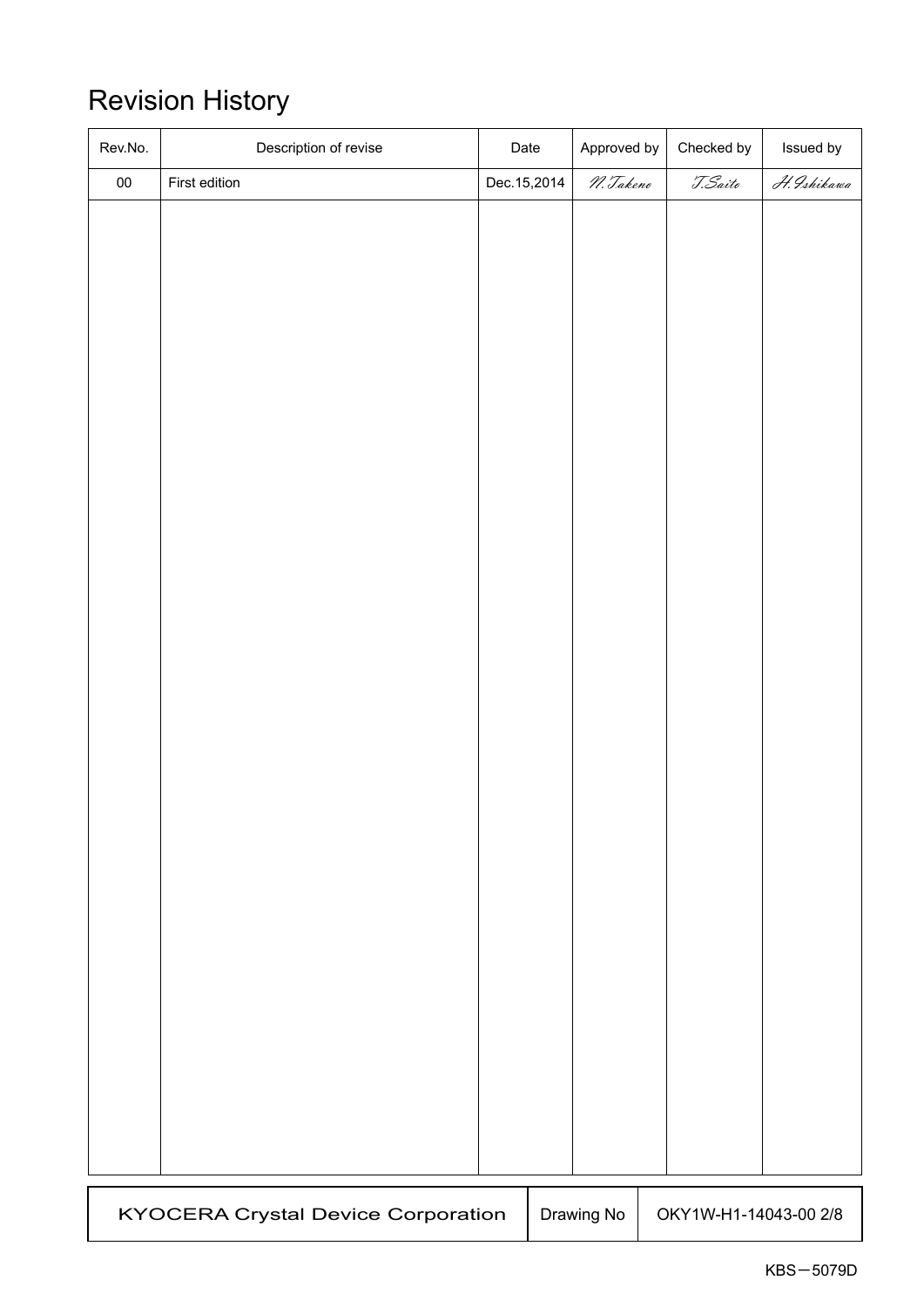# Revision History

| Rev.No. | Description of revise | Date | Approved by | Checked by | Issued by |
|---|---|---|---|---|---|
| 00 | First edition | Dec.15,2014 | N.Takeno | T.Saito | H.Ishikawa |

| KYOCERA Crystal Device Corporation | Drawing No | OKY1W-H1-14043-00 2/8 |
|---|---|---|

KBS－5079D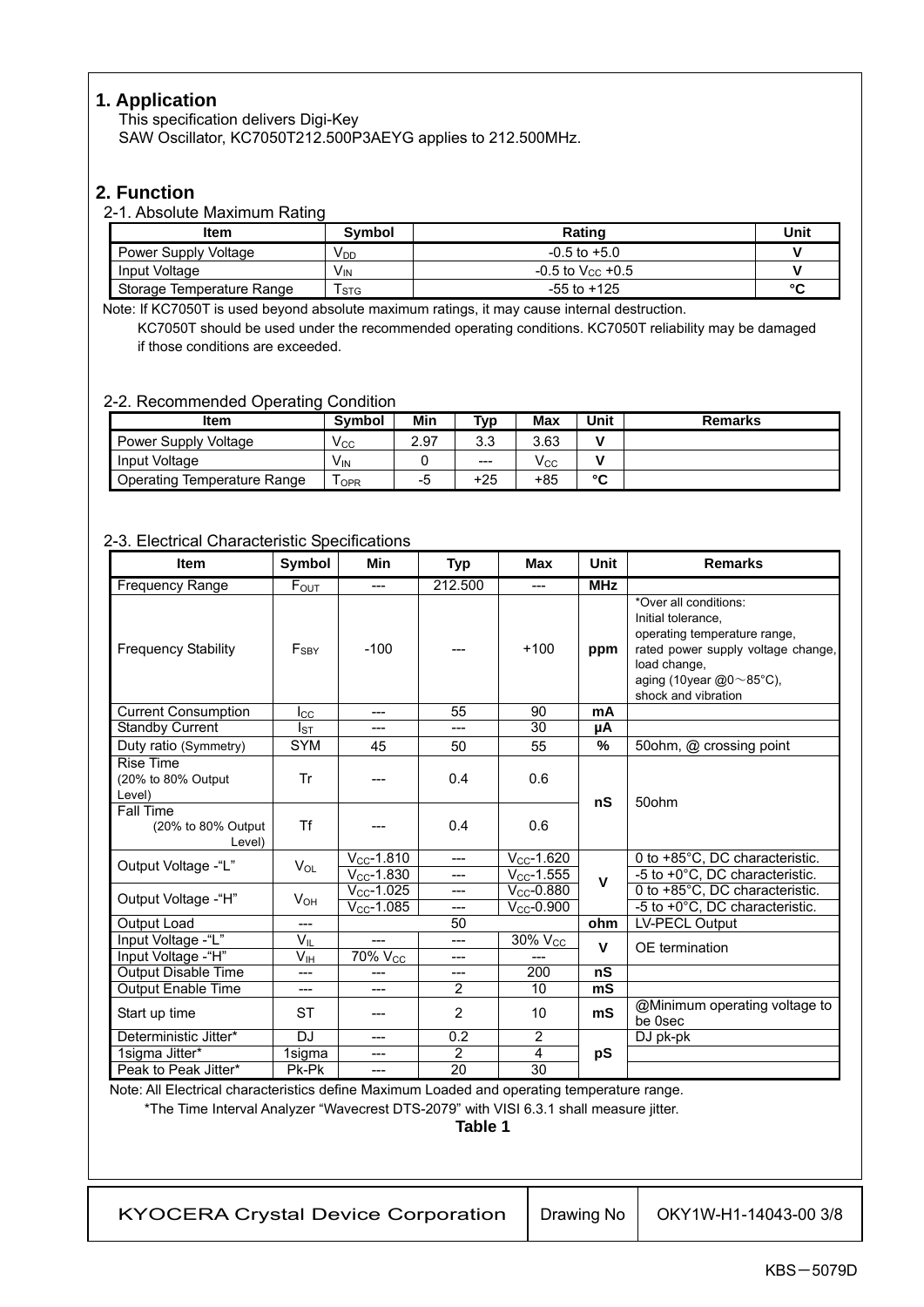## 1. Application

This specification delivers Digi-Key
SAW Oscillator, KC7050T212.500P3AEYG applies to 212.500MHz.

## 2. Function

### 2-1. Absolute Maximum Rating

| Item | Symbol | Rating | Unit |
|---|---|---|---|
| Power Supply Voltage | $V_{DD}$ | -0.5 to +5.0 | V |
| Input Voltage | $V_{IN}$ | -0.5 to $V_{CC}$ +0.5 | V |
| Storage Temperature Range | $T_{STG}$ | -55 to +125 | °C |

Note: If KC7050T is used beyond absolute maximum ratings, it may cause internal destruction.
KC7050T should be used under the recommended operating conditions. KC7050T reliability may be damaged if those conditions are exceeded.

### 2-2. Recommended Operating Condition

| Item | Symbol | Min | Typ | Max | Unit | Remarks |
|---|---|---|---|---|---|---|
| Power Supply Voltage | $V_{CC}$ | 2.97 | 3.3 | 3.63 | V | |
| Input Voltage | $V_{IN}$ | 0 | --- | $V_{CC}$ | V | |
| Operating Temperature Range | $T_{OPR}$ | -5 | +25 | +85 | °C | |

### 2-3. Electrical Characteristic Specifications

| Item | Symbol | Min | Typ | Max | Unit | Remarks |
|---|---|---|---|---|---|---|
| Frequency Range | $F_{OUT}$ | --- | 212.500 | --- | MHz | |
| Frequency Stability | $F_{SBY}$ | -100 | --- | +100 | ppm | *Over all conditions: Initial tolerance, operating temperature range, rated power supply voltage change, load change, aging (10year @0～85°C), shock and vibration |
| Current Consumption | $I_{CC}$ | --- | 55 | 90 | mA | |
| Standby Current | $I_{ST}$ | --- | --- | 30 | μA | |
| Duty ratio (Symmetry) | SYM | 45 | 50 | 55 | % | 50ohm, @ crossing point |
| Rise Time (20% to 80% Output Level) | Tr | --- | 0.4 | 0.6 | nS | 50ohm |
| Fall Time (20% to 80% Output Level) | Tf | --- | 0.4 | 0.6 | nS | 50ohm |
| Output Voltage -"L" | $V_{OL}$ | $V_{CC}$-1.810 | --- | $V_{CC}$-1.620 | V | 0 to +85°C, DC characteristic. |
| | | $V_{CC}$-1.830 | --- | $V_{CC}$-1.555 | V | -5 to +0°C, DC characteristic. |
| Output Voltage -"H" | $V_{OH}$ | $V_{CC}$-1.025 | --- | $V_{CC}$-0.880 | V | 0 to +85°C, DC characteristic. |
| | | $V_{CC}$-1.085 | --- | $V_{CC}$-0.900 | V | -5 to +0°C, DC characteristic. |
| Output Load | --- | | 50 | | ohm | LV-PECL Output |
| Input Voltage -"L" | $V_{IL}$ | --- | --- | 30% $V_{CC}$ | V | OE termination |
| Input Voltage -"H" | $V_{IH}$ | 70% $V_{CC}$ | --- | --- | V | OE termination |
| Output Disable Time | --- | --- | --- | 200 | nS | |
| Output Enable Time | --- | --- | 2 | 10 | mS | |
| Start up time | ST | --- | 2 | 10 | mS | @Minimum operating voltage to be 0sec |
| Deterministic Jitter* | DJ | --- | 0.2 | 2 | pS | DJ pk-pk |
| 1sigma Jitter* | 1sigma | --- | 2 | 4 | pS | |
| Peak to Peak Jitter* | Pk-Pk | --- | 20 | 30 | pS | |

Note: All Electrical characteristics define Maximum Loaded and operating temperature range.
*The Time Interval Analyzer "Wavecrest DTS-2079" with VISI 6.3.1 shall measure jitter.

**Table 1**

| KYOCERA Crystal Device Corporation | Drawing No | OKY1W-H1-14043-00 3/8 |
|---|---|---|

KBS－5079D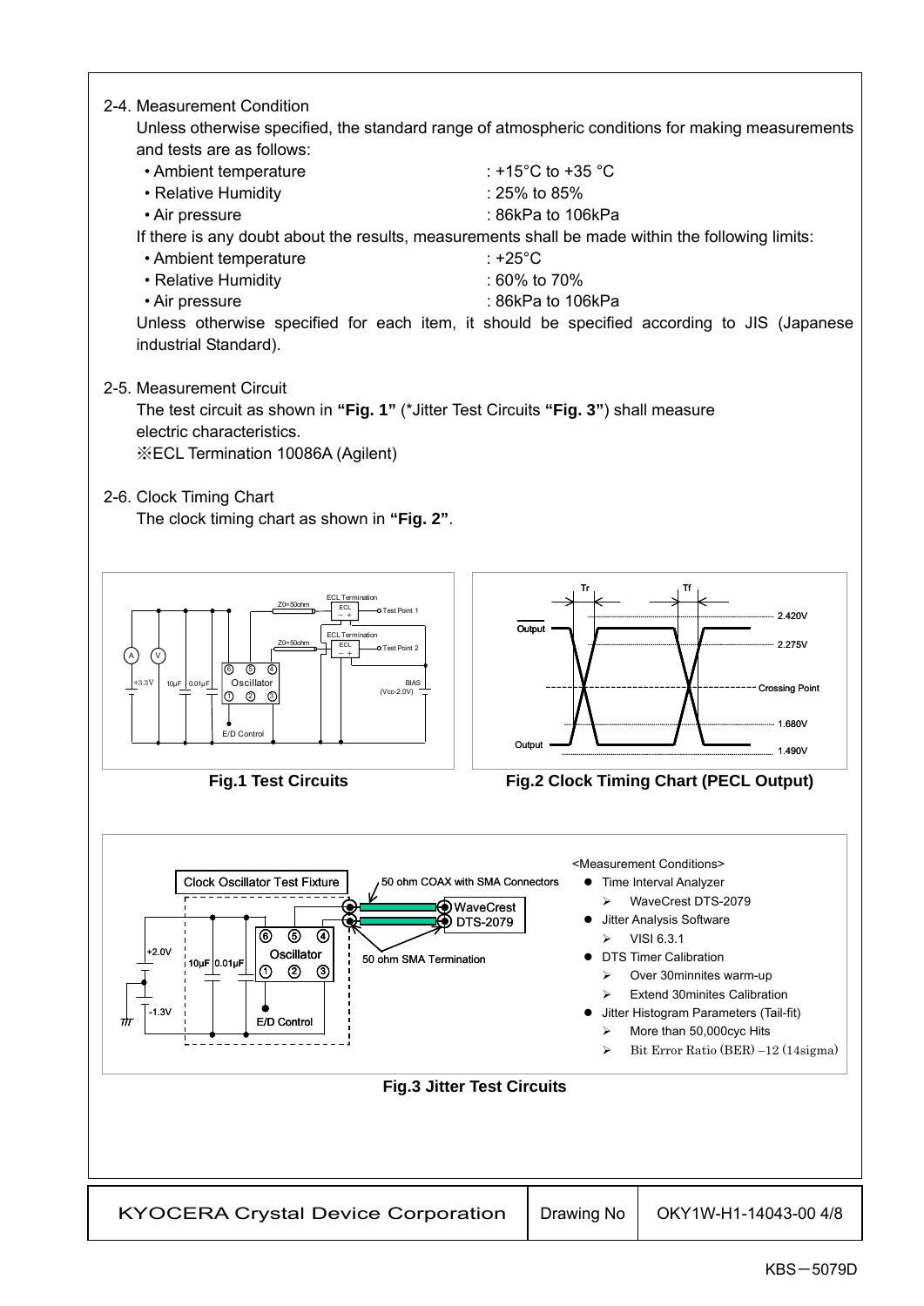2-4. Measurement Condition

Unless otherwise specified, the standard range of atmospheric conditions for making measurements and tests are as follows:

- Ambient temperature : +15°C to +35 °C
- Relative Humidity : 25% to 85%
- Air pressure : 86kPa to 106kPa

If there is any doubt about the results, measurements shall be made within the following limits:

- Ambient temperature : +25°C
- Relative Humidity : 60% to 70%
- Air pressure : 86kPa to 106kPa

Unless otherwise specified for each item, it should be specified according to JIS (Japanese industrial Standard).

2-5. Measurement Circuit

The test circuit as shown in **"Fig. 1"** (*Jitter Test Circuits **"Fig. 3"**) shall measure electric characteristics.

※ECL Termination 10086A (Agilent)

2-6. Clock Timing Chart

The clock timing chart as shown in **"Fig. 2"**.

**Fig.1 Test Circuits**

**Fig.2 Clock Timing Chart (PECL Output)**

<Measurement Conditions>

- Time Interval Analyzer
  - WaveCrest DTS-2079
- Jitter Analysis Software
  - VISI 6.3.1
- DTS Timer Calibration
  - Over 30minnites warm-up
  - Extend 30minites Calibration
- Jitter Histogram Parameters (Tail-fit)
  - More than 50,000cyc Hits
  - Bit Error Ratio (BER) −12 (14sigma)

**Fig.3 Jitter Test Circuits**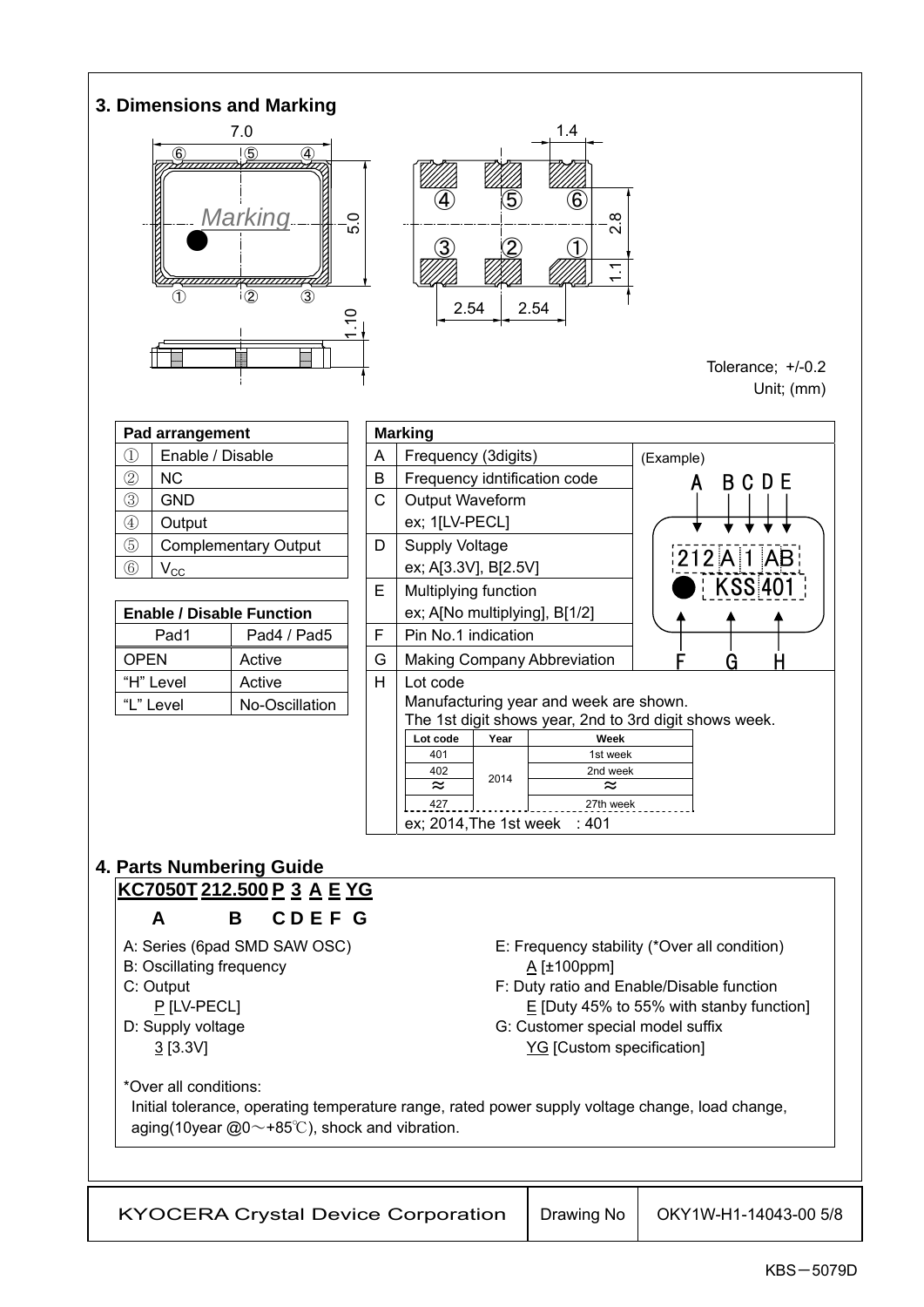## 3. Dimensions and Marking

7.0

⑥ ⑤ ④

Marking

① ② ③

5.0

1.10

1.4

④ ⑤ ⑥

③ ② ①

2.8

1.1

2.54 2.54

Tolerance; +/-0.2
Unit; (mm)

| Pad arrangement | |
|---|---|
| ① | Enable / Disable |
| ② | NC |
| ③ | GND |
| ④ | Output |
| ⑤ | Complementary Output |
| ⑥ | $V_{CC}$ |

| Enable / Disable Function | |
|---|---|
| Pad1 | Pad4 / Pad5 |
| OPEN | Active |
| "H" Level | Active |
| "L" Level | No-Oscillation |

| Marking | |
|---|---|
| A | Frequency (3digits) |
| B | Frequency idntification code |
| C | Output Waveform<br>ex; 1[LV-PECL] |
| D | Supply Voltage<br>ex; A[3.3V], B[2.5V] |
| E | Multiplying function<br>ex; A[No multiplying], B[1/2] |
| F | Pin No.1 indication |
| G | Making Company Abbreviation |
| H | Lot code<br>Manufacturing year and week are shown.<br>The 1st digit shows year, 2nd to 3rd digit shows week. |

(Example)

A B C D E

212 A 1 AB
● KSS 401

F G H

| Lot code | Year | Week |
|---|---|---|
| 401 | 2014 | 1st week |
| 402 | | 2nd week |
| ≈ | | ≈ |
| 427 | | 27th week |

ex; 2014,The 1st week : 401

## 4. Parts Numbering Guide

**KC7050T 212.500 P 3 A E YG**

**A B C D E F G**

A: Series (6pad SMD SAW OSC)

B: Oscillating frequency

C: Output
 P [LV-PECL]

D: Supply voltage
 3 [3.3V]

E: Frequency stability (*Over all condition)
 A [±100ppm]

F: Duty ratio and Enable/Disable function
 E [Duty 45% to 55% with stanby function]

G: Customer special model suffix
 YG [Custom specification]

*Over all conditions:
Initial tolerance, operating temperature range, rated power supply voltage change, load change, aging(10year @0～+85℃), shock and vibration.

| KYOCERA Crystal Device Corporation | Drawing No | OKY1W-H1-14043-00 5/8 |
|---|---|---|

KBS－5079D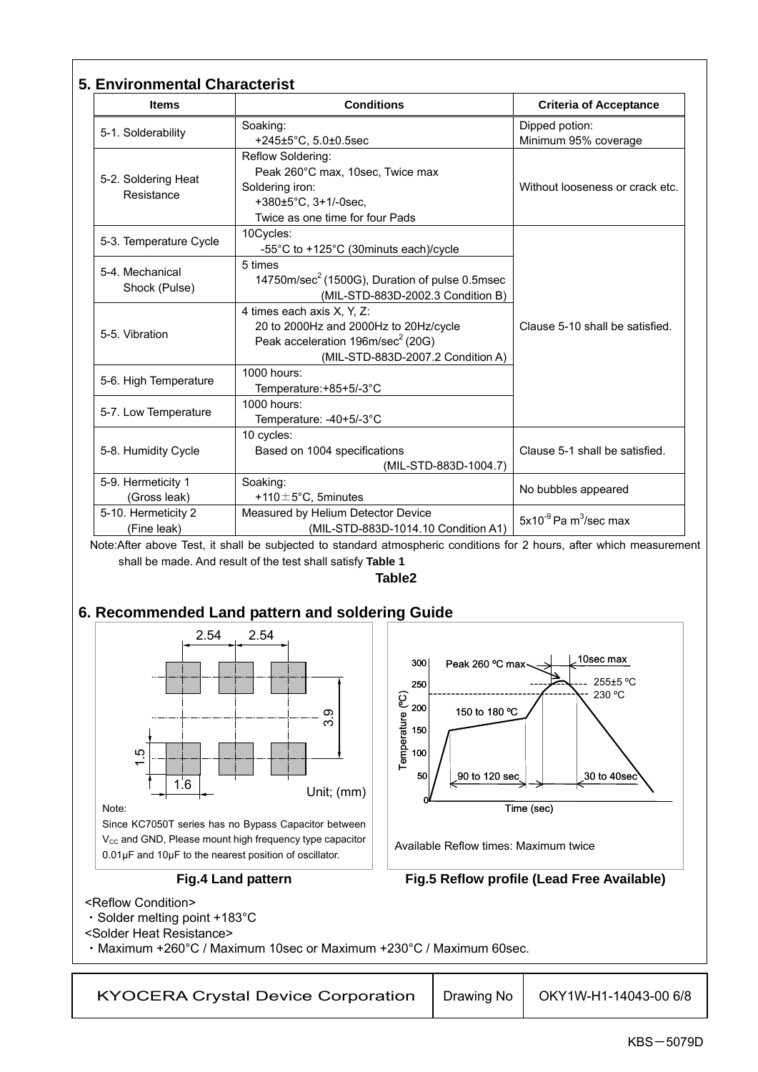## 5. Environmental Characterist

| Items | Conditions | Criteria of Acceptance |
|---|---|---|
| 5-1. Solderability | Soaking:<br>+245±5°C, 5.0±0.5sec | Dipped potion:<br>Minimum 95% coverage |
| 5-2. Soldering Heat Resistance | Reflow Soldering:<br>Peak 260°C max, 10sec, Twice max<br>Soldering iron:<br>+380±5°C, 3+1/-0sec,<br>Twice as one time for four Pads | Without looseness or crack etc. |
| 5-3. Temperature Cycle | 10Cycles:<br>-55°C to +125°C (30minuts each)/cycle | Clause 5-10 shall be satisfied. |
| 5-4. Mechanical Shock (Pulse) | 5 times<br>14750m/sec$^2$ (1500G), Duration of pulse 0.5msec<br>(MIL-STD-883D-2002.3 Condition B) | |
| 5-5. Vibration | 4 times each axis X, Y, Z:<br>20 to 2000Hz and 2000Hz to 20Hz/cycle<br>Peak acceleration 196m/sec$^2$ (20G)<br>(MIL-STD-883D-2007.2 Condition A) | |
| 5-6. High Temperature | 1000 hours:<br>Temperature:+85+5/-3°C | |
| 5-7. Low Temperature | 1000 hours:<br>Temperature: -40+5/-3°C | |
| 5-8. Humidity Cycle | 10 cycles:<br>Based on 1004 specifications<br>(MIL-STD-883D-1004.7) | Clause 5-1 shall be satisfied. |
| 5-9. Hermeticity 1 (Gross leak) | Soaking:<br>+110±5°C, 5minutes | No bubbles appeared |
| 5-10. Hermeticity 2 (Fine leak) | Measured by Helium Detector Device<br>(MIL-STD-883D-1014.10 Condition A1) | 5x10$^{-9}$ Pa m$^3$/sec max |

Note:After above Test, it shall be subjected to standard atmospheric conditions for 2 hours, after which measurement shall be made. And result of the test shall satisfy **Table 1**

**Table2**

## 6. Recommended Land pattern and soldering Guide

2.54 2.54 3.9 1.5 1.6 Unit; (mm)

Note:
Since KC7050T series has no Bypass Capacitor between $V_{CC}$ and GND, Please mount high frequency type capacitor 0.01μF and 10μF to the nearest position of oscillator.

**Fig.4 Land pattern**

Peak 260 ºC max; 10sec max; 255±5 ºC; 230 ºC; 150 to 180 ºC; 90 to 120 sec; 30 to 40sec; Temperature (ºC); Time (sec)

Available Reflow times: Maximum twice

**Fig.5 Reflow profile (Lead Free Available)**

<Reflow Condition>
・Solder melting point +183°C
<Solder Heat Resistance>
・Maximum +260°C / Maximum 10sec or Maximum +230°C / Maximum 60sec.

| KYOCERA Crystal Device Corporation | Drawing No | OKY1W-H1-14043-00 6/8 |
|---|---|---|

KBS－5079D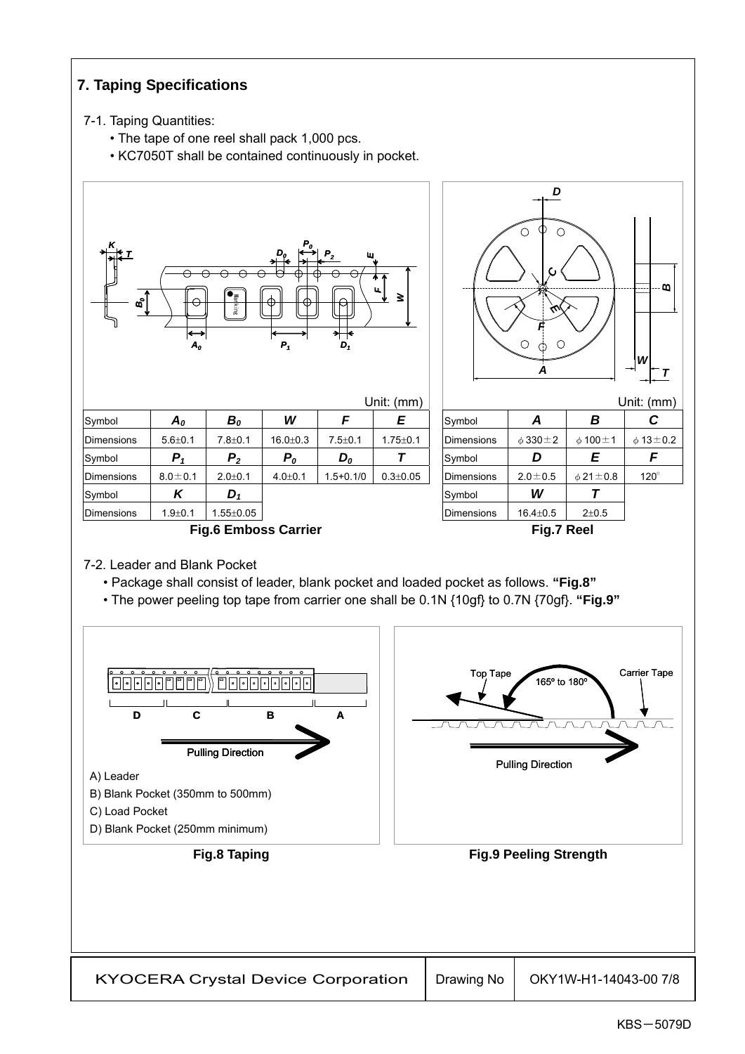## 7. Taping Specifications

7-1. Taping Quantities:

- The tape of one reel shall pack 1,000 pcs.
- KC7050T shall be contained continuously in pocket.

Unit: (mm)

| Symbol | $A_0$ | $B_0$ | $W$ | $F$ | $E$ |
|---|---|---|---|---|---|
| Dimensions | 5.6±0.1 | 7.8±0.1 | 16.0±0.3 | 7.5±0.1 | 1.75±0.1 |
| Symbol | $P_1$ | $P_2$ | $P_0$ | $D_0$ | $T$ |
| Dimensions | 8.0±0.1 | 2.0±0.1 | 4.0±0.1 | 1.5+0.1/0 | 0.3±0.05 |
| Symbol | $K$ | $D_1$ | | | |
| Dimensions | 1.9±0.1 | 1.55±0.05 | | | |

**Fig.6 Emboss Carrier**

Unit: (mm)

| Symbol | $A$ | $B$ | $C$ |
|---|---|---|---|
| Dimensions | φ330±2 | φ100±1 | φ13±0.2 |
| Symbol | $D$ | $E$ | $F$ |
| Dimensions | 2.0±0.5 | φ21±0.8 | 120° |
| Symbol | $W$ | $T$ | |
| Dimensions | 16.4±0.5 | 2±0.5 | |

**Fig.7 Reel**

7-2. Leader and Blank Pocket

- Package shall consist of leader, blank pocket and loaded pocket as follows. **"Fig.8"**
- The power peeling top tape from carrier one shall be 0.1N {10gf} to 0.7N {70gf}. **"Fig.9"**

D C B A

Pulling Direction

A) Leader
B) Blank Pocket (350mm to 500mm)
C) Load Pocket
D) Blank Pocket (250mm minimum)

**Fig.8 Taping**

Top Tape 165º to 180º Carrier Tape

Pulling Direction

**Fig.9 Peeling Strength**

| KYOCERA Crystal Device Corporation | Drawing No | OKY1W-H1-14043-00 7/8 |
|---|---|---|

KBS－5079D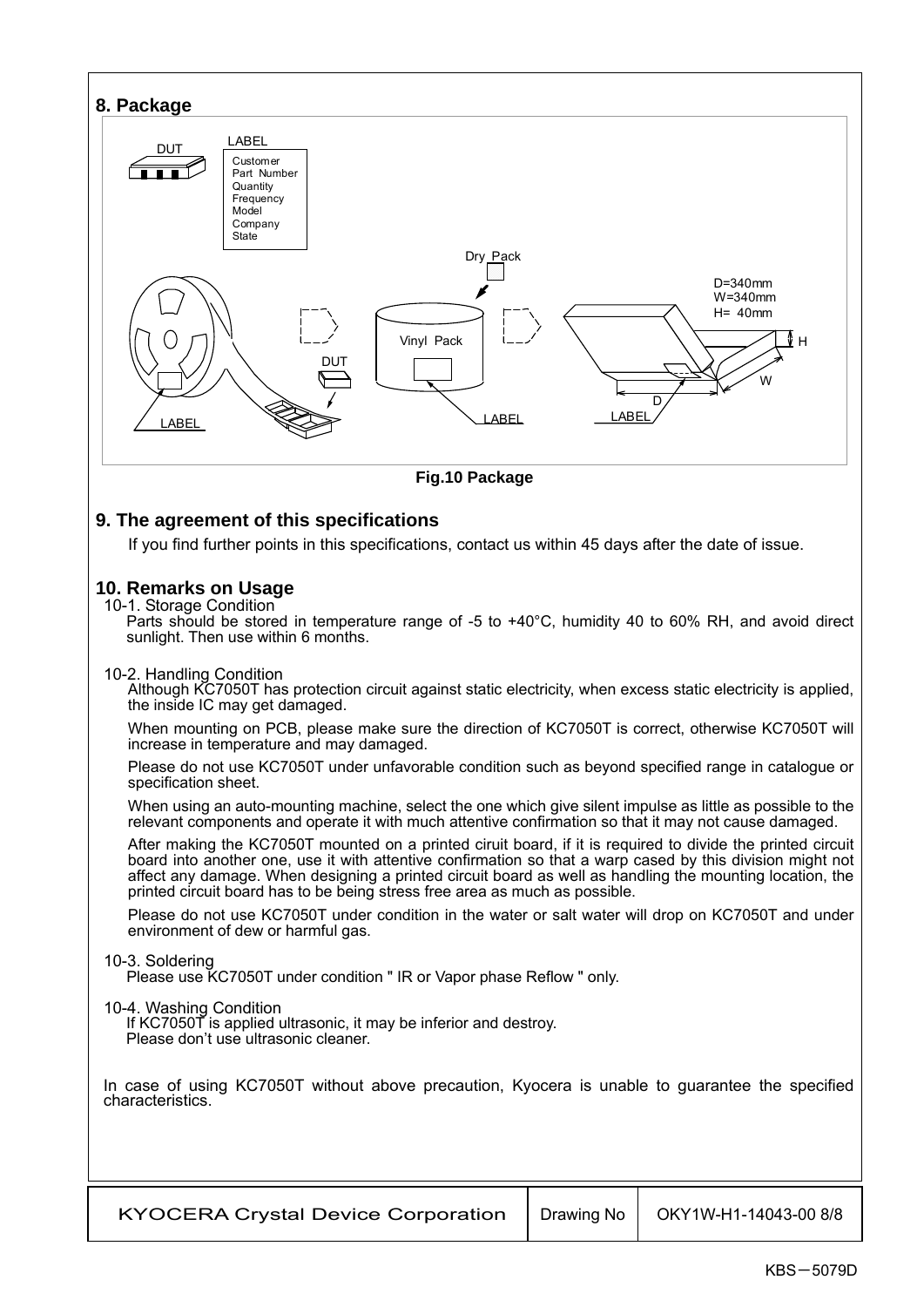## 8. Package

DUT

LABEL

Customer
Part Number
Quantity
Frequency
Model
Company
State

Dry Pack

D=340mm
W=340mm
H= 40mm

Vinyl Pack

DUT

H

W

D

LABEL

LABEL

LABEL

**Fig.10 Package**

## 9. The agreement of this specifications

If you find further points in this specifications, contact us within 45 days after the date of issue.

## 10. Remarks on Usage

10-1. Storage Condition

Parts should be stored in temperature range of -5 to +40°C, humidity 40 to 60% RH, and avoid direct sunlight. Then use within 6 months.

10-2. Handling Condition

Although KC7050T has protection circuit against static electricity, when excess static electricity is applied, the inside IC may get damaged.

When mounting on PCB, please make sure the direction of KC7050T is correct, otherwise KC7050T will increase in temperature and may damaged.

Please do not use KC7050T under unfavorable condition such as beyond specified range in catalogue or specification sheet.

When using an auto-mounting machine, select the one which give silent impulse as little as possible to the relevant components and operate it with much attentive confirmation so that it may not cause damaged.

After making the KC7050T mounted on a printed ciruit board, if it is required to divide the printed circuit board into another one, use it with attentive confirmation so that a warp cased by this division might not affect any damage. When designing a printed circuit board as well as handling the mounting location, the printed circuit board has to be being stress free area as much as possible.

Please do not use KC7050T under condition in the water or salt water will drop on KC7050T and under environment of dew or harmful gas.

10-3. Soldering

Please use KC7050T under condition " IR or Vapor phase Reflow " only.

10-4. Washing Condition

If KC7050T is applied ultrasonic, it may be inferior and destroy.
Please don't use ultrasonic cleaner.

In case of using KC7050T without above precaution, Kyocera is unable to guarantee the specified characteristics.

| | | |
|---|---|---|
| KYOCERA Crystal Device Corporation | Drawing No | OKY1W-H1-14043-00 8/8 |

KBS－5079D